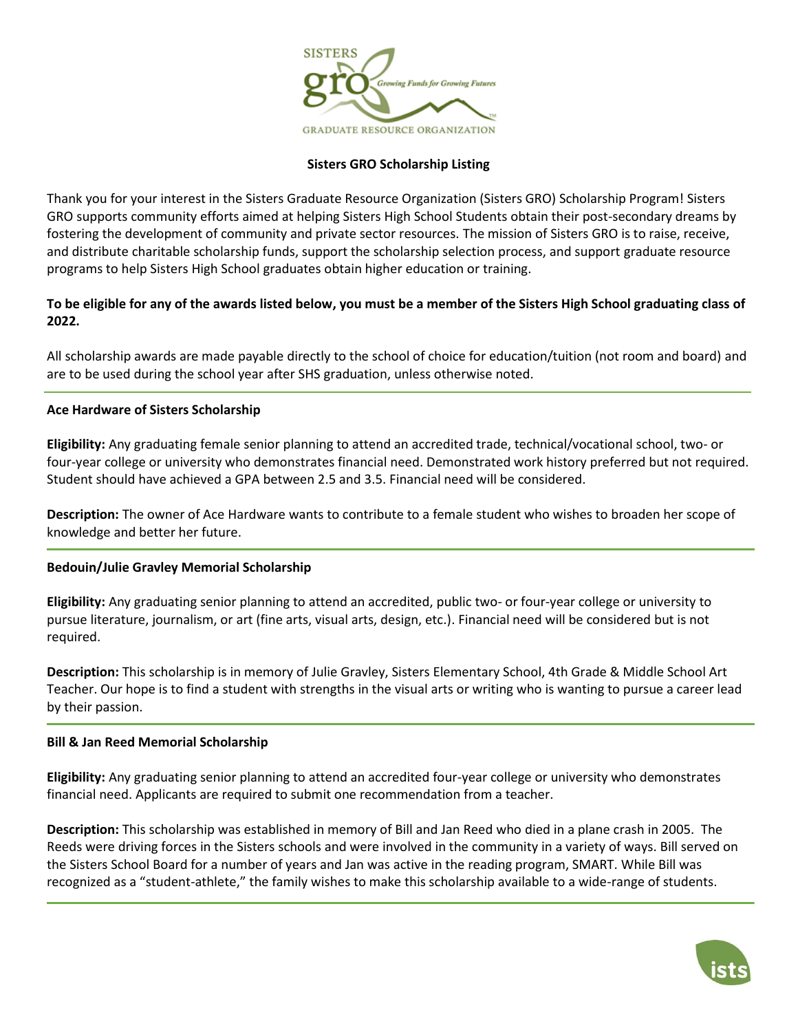# Sisters GRO Scholarship Listing

Thank you for your interest in the Sisters Graduate Resource Organization (Sisters GRO) Scholarship Program! Sisters GRO supports community efforts aimed at helping Sisters High School Students obtain their post-secondary dreams by fostering the development of community and private sector resources. The mission of Sisters GRO is to raise, receive, and distribute charitable scholarship funds, support the scholarship selection process, and support graduate resource programs to help Sisters High School graduates obtain higher education or training.

**To be eligible for any of the awards listed below, you must be a member of the Sisters High School graduating class of 2022.**

All scholarship awards are made payable directly to the school of choice for education/tuition (not room and board) and are to be used during the school year after SHS graduation, unless otherwise noted.

---

### Ace Hardware of Sisters Scholarship

**Eligibility:** Any graduating female senior planning to attend an accredited trade, technical/vocational school, two- or four-year college or university who demonstrates financial need. Demonstrated work history preferred but not required. Student should have achieved a GPA between 2.5 and 3.5. Financial need will be considered.

**Description:** The owner of Ace Hardware wants to contribute to a female student who wishes to broaden her scope of knowledge and better her future.

---

### Bedouin/Julie Gravley Memorial Scholarship

**Eligibility:** Any graduating senior planning to attend an accredited, public two- or four-year college or university to pursue literature, journalism, or art (fine arts, visual arts, design, etc.). Financial need will be considered but is not required.

**Description:** This scholarship is in memory of Julie Gravley, Sisters Elementary School, 4th Grade & Middle School Art Teacher. Our hope is to find a student with strengths in the visual arts or writing who is wanting to pursue a career lead by their passion.

---

### Bill & Jan Reed Memorial Scholarship

**Eligibility:** Any graduating senior planning to attend an accredited four-year college or university who demonstrates financial need. Applicants are required to submit one recommendation from a teacher.

**Description:** This scholarship was established in memory of Bill and Jan Reed who died in a plane crash in 2005. The Reeds were driving forces in the Sisters schools and were involved in the community in a variety of ways. Bill served on the Sisters School Board for a number of years and Jan was active in the reading program, SMART. While Bill was recognized as a "student-athlete," the family wishes to make this scholarship available to a wide-range of students.

---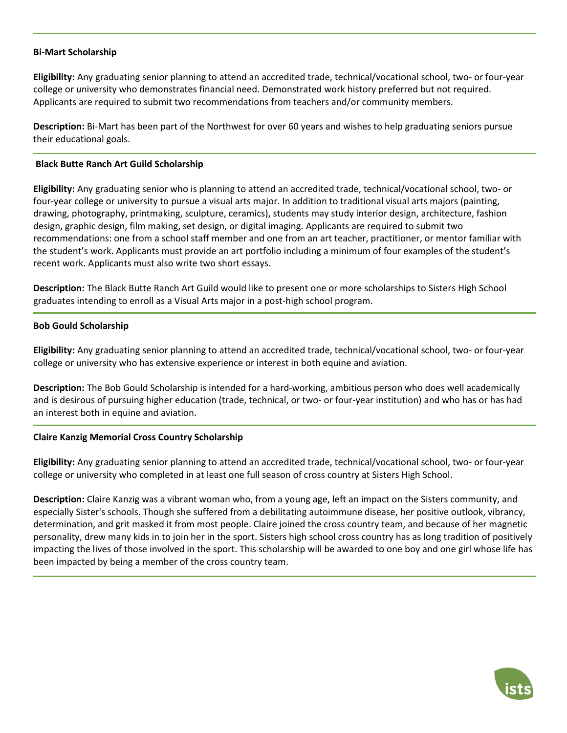**Bi-Mart Scholarship**

**Eligibility:** Any graduating senior planning to attend an accredited trade, technical/vocational school, two- or four-year college or university who demonstrates financial need. Demonstrated work history preferred but not required. Applicants are required to submit two recommendations from teachers and/or community members.

**Description:** Bi-Mart has been part of the Northwest for over 60 years and wishes to help graduating seniors pursue their educational goals.

---

**Black Butte Ranch Art Guild Scholarship**

**Eligibility:** Any graduating senior who is planning to attend an accredited trade, technical/vocational school, two- or four-year college or university to pursue a visual arts major. In addition to traditional visual arts majors (painting, drawing, photography, printmaking, sculpture, ceramics), students may study interior design, architecture, fashion design, graphic design, film making, set design, or digital imaging. Applicants are required to submit two recommendations: one from a school staff member and one from an art teacher, practitioner, or mentor familiar with the student's work. Applicants must provide an art portfolio including a minimum of four examples of the student's recent work. Applicants must also write two short essays.

**Description:** The Black Butte Ranch Art Guild would like to present one or more scholarships to Sisters High School graduates intending to enroll as a Visual Arts major in a post-high school program.

---

**Bob Gould Scholarship**

**Eligibility:** Any graduating senior planning to attend an accredited trade, technical/vocational school, two- or four-year college or university who has extensive experience or interest in both equine and aviation.

**Description:** The Bob Gould Scholarship is intended for a hard-working, ambitious person who does well academically and is desirous of pursuing higher education (trade, technical, or two- or four-year institution) and who has or has had an interest both in equine and aviation.

---

**Claire Kanzig Memorial Cross Country Scholarship**

**Eligibility:** Any graduating senior planning to attend an accredited trade, technical/vocational school, two- or four-year college or university who completed in at least one full season of cross country at Sisters High School.

**Description:** Claire Kanzig was a vibrant woman who, from a young age, left an impact on the Sisters community, and especially Sister's schools. Though she suffered from a debilitating autoimmune disease, her positive outlook, vibrancy, determination, and grit masked it from most people. Claire joined the cross country team, and because of her magnetic personality, drew many kids in to join her in the sport. Sisters high school cross country has as long tradition of positively impacting the lives of those involved in the sport. This scholarship will be awarded to one boy and one girl whose life has been impacted by being a member of the cross country team.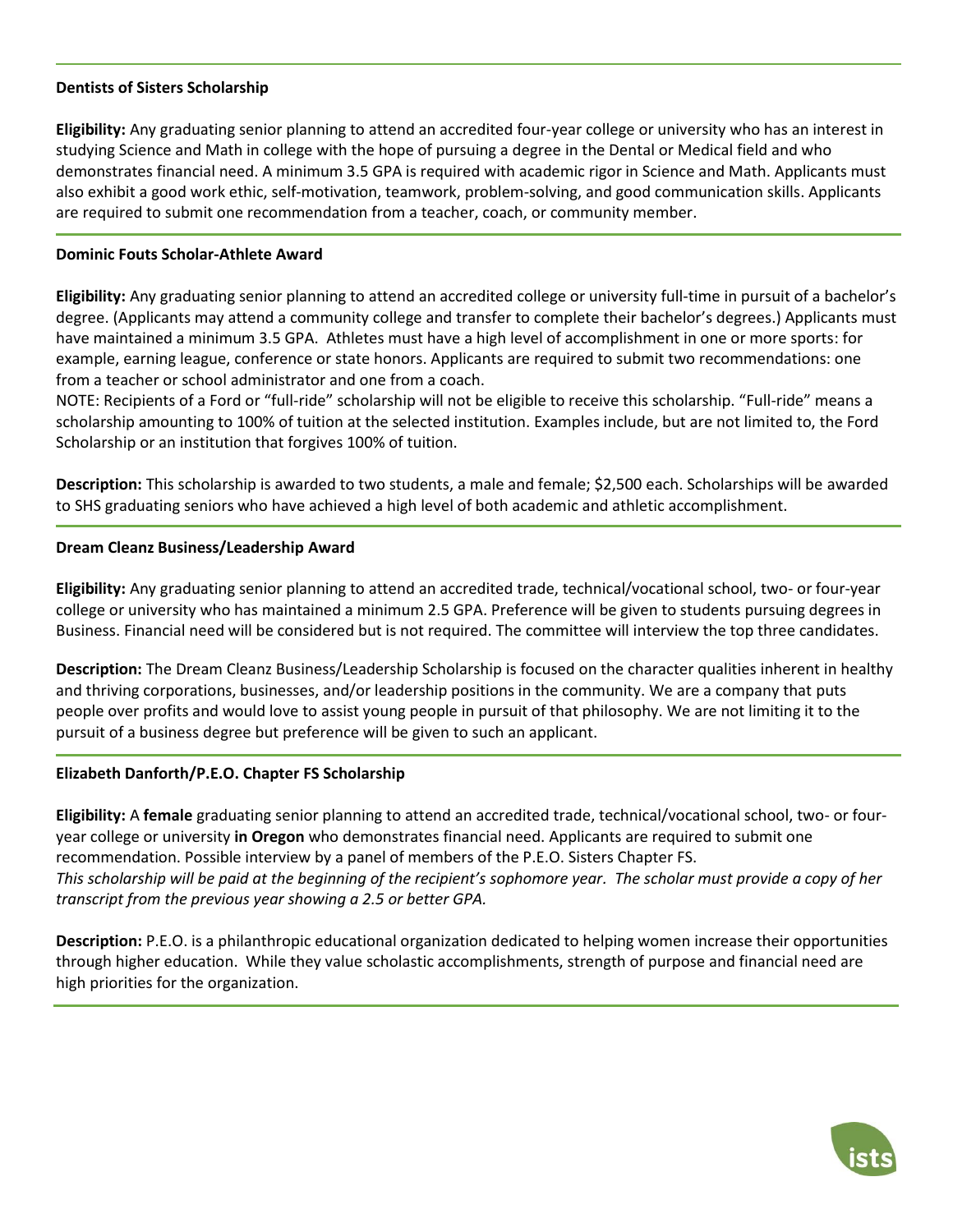**Dentists of Sisters Scholarship**

**Eligibility:** Any graduating senior planning to attend an accredited four-year college or university who has an interest in studying Science and Math in college with the hope of pursuing a degree in the Dental or Medical field and who demonstrates financial need. A minimum 3.5 GPA is required with academic rigor in Science and Math. Applicants must also exhibit a good work ethic, self-motivation, teamwork, problem-solving, and good communication skills. Applicants are required to submit one recommendation from a teacher, coach, or community member.

---

**Dominic Fouts Scholar-Athlete Award**

**Eligibility:** Any graduating senior planning to attend an accredited college or university full-time in pursuit of a bachelor's degree. (Applicants may attend a community college and transfer to complete their bachelor's degrees.) Applicants must have maintained a minimum 3.5 GPA. Athletes must have a high level of accomplishment in one or more sports: for example, earning league, conference or state honors. Applicants are required to submit two recommendations: one from a teacher or school administrator and one from a coach.
NOTE: Recipients of a Ford or "full-ride" scholarship will not be eligible to receive this scholarship. "Full-ride" means a scholarship amounting to 100% of tuition at the selected institution. Examples include, but are not limited to, the Ford Scholarship or an institution that forgives 100% of tuition.

**Description:** This scholarship is awarded to two students, a male and female; $2,500 each. Scholarships will be awarded to SHS graduating seniors who have achieved a high level of both academic and athletic accomplishment.

---

**Dream Cleanz Business/Leadership Award**

**Eligibility:** Any graduating senior planning to attend an accredited trade, technical/vocational school, two- or four-year college or university who has maintained a minimum 2.5 GPA. Preference will be given to students pursuing degrees in Business. Financial need will be considered but is not required. The committee will interview the top three candidates.

**Description:** The Dream Cleanz Business/Leadership Scholarship is focused on the character qualities inherent in healthy and thriving corporations, businesses, and/or leadership positions in the community. We are a company that puts people over profits and would love to assist young people in pursuit of that philosophy. We are not limiting it to the pursuit of a business degree but preference will be given to such an applicant.

---

**Elizabeth Danforth/P.E.O. Chapter FS Scholarship**

**Eligibility:** A **female** graduating senior planning to attend an accredited trade, technical/vocational school, two- or four-year college or university **in Oregon** who demonstrates financial need. Applicants are required to submit one recommendation. Possible interview by a panel of members of the P.E.O. Sisters Chapter FS.
*This scholarship will be paid at the beginning of the recipient's sophomore year. The scholar must provide a copy of her transcript from the previous year showing a 2.5 or better GPA.*

**Description:** P.E.O. is a philanthropic educational organization dedicated to helping women increase their opportunities through higher education. While they value scholastic accomplishments, strength of purpose and financial need are high priorities for the organization.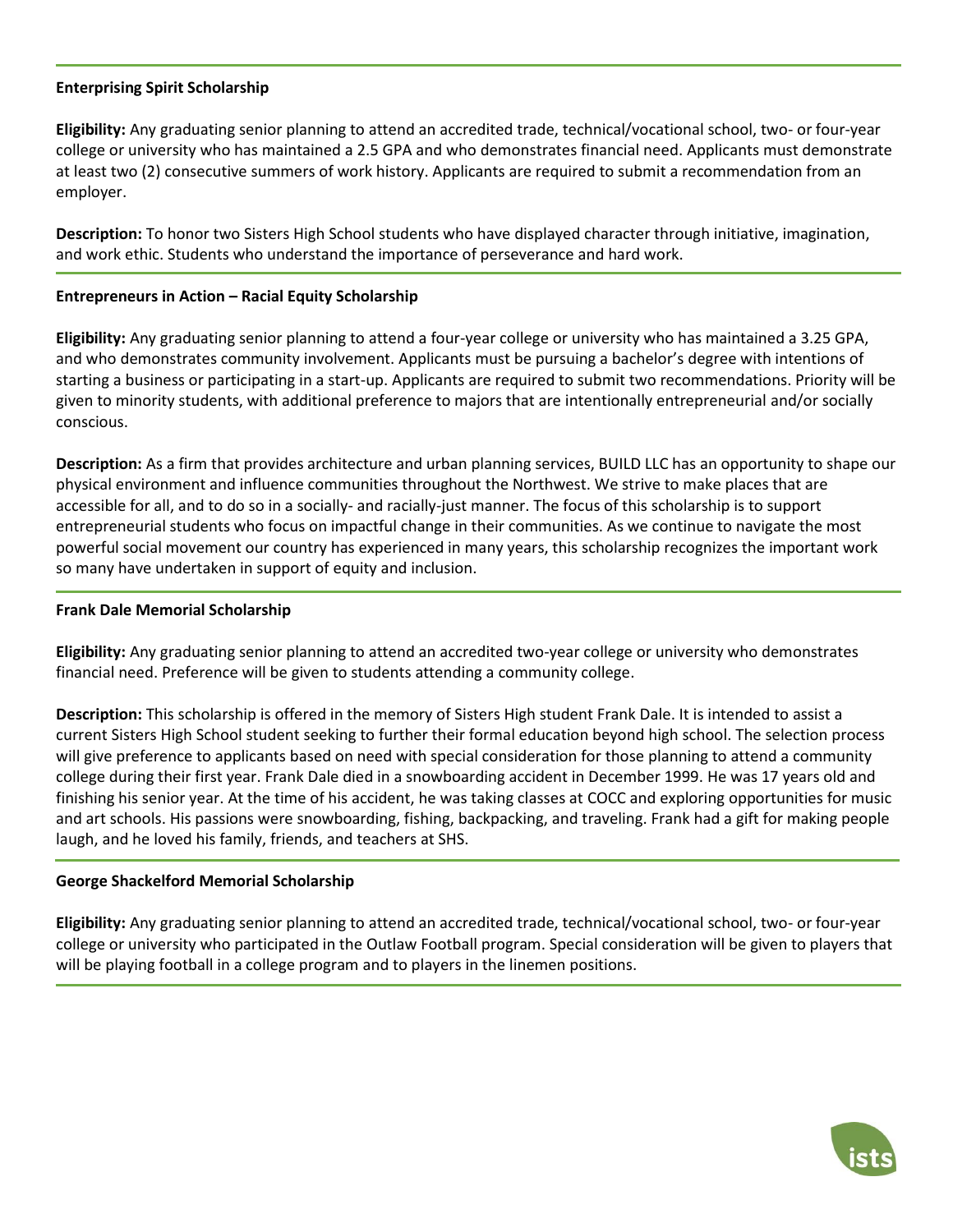**Enterprising Spirit Scholarship**

**Eligibility:** Any graduating senior planning to attend an accredited trade, technical/vocational school, two- or four-year college or university who has maintained a 2.5 GPA and who demonstrates financial need. Applicants must demonstrate at least two (2) consecutive summers of work history. Applicants are required to submit a recommendation from an employer.

**Description:** To honor two Sisters High School students who have displayed character through initiative, imagination, and work ethic. Students who understand the importance of perseverance and hard work.

---

**Entrepreneurs in Action – Racial Equity Scholarship**

**Eligibility:** Any graduating senior planning to attend a four-year college or university who has maintained a 3.25 GPA, and who demonstrates community involvement. Applicants must be pursuing a bachelor's degree with intentions of starting a business or participating in a start-up. Applicants are required to submit two recommendations. Priority will be given to minority students, with additional preference to majors that are intentionally entrepreneurial and/or socially conscious.

**Description:** As a firm that provides architecture and urban planning services, BUILD LLC has an opportunity to shape our physical environment and influence communities throughout the Northwest. We strive to make places that are accessible for all, and to do so in a socially- and racially-just manner. The focus of this scholarship is to support entrepreneurial students who focus on impactful change in their communities. As we continue to navigate the most powerful social movement our country has experienced in many years, this scholarship recognizes the important work so many have undertaken in support of equity and inclusion.

---

**Frank Dale Memorial Scholarship**

**Eligibility:** Any graduating senior planning to attend an accredited two-year college or university who demonstrates financial need. Preference will be given to students attending a community college.

**Description:** This scholarship is offered in the memory of Sisters High student Frank Dale. It is intended to assist a current Sisters High School student seeking to further their formal education beyond high school. The selection process will give preference to applicants based on need with special consideration for those planning to attend a community college during their first year. Frank Dale died in a snowboarding accident in December 1999. He was 17 years old and finishing his senior year. At the time of his accident, he was taking classes at COCC and exploring opportunities for music and art schools. His passions were snowboarding, fishing, backpacking, and traveling. Frank had a gift for making people laugh, and he loved his family, friends, and teachers at SHS.

---

**George Shackelford Memorial Scholarship**

**Eligibility:** Any graduating senior planning to attend an accredited trade, technical/vocational school, two- or four-year college or university who participated in the Outlaw Football program. Special consideration will be given to players that will be playing football in a college program and to players in the linemen positions.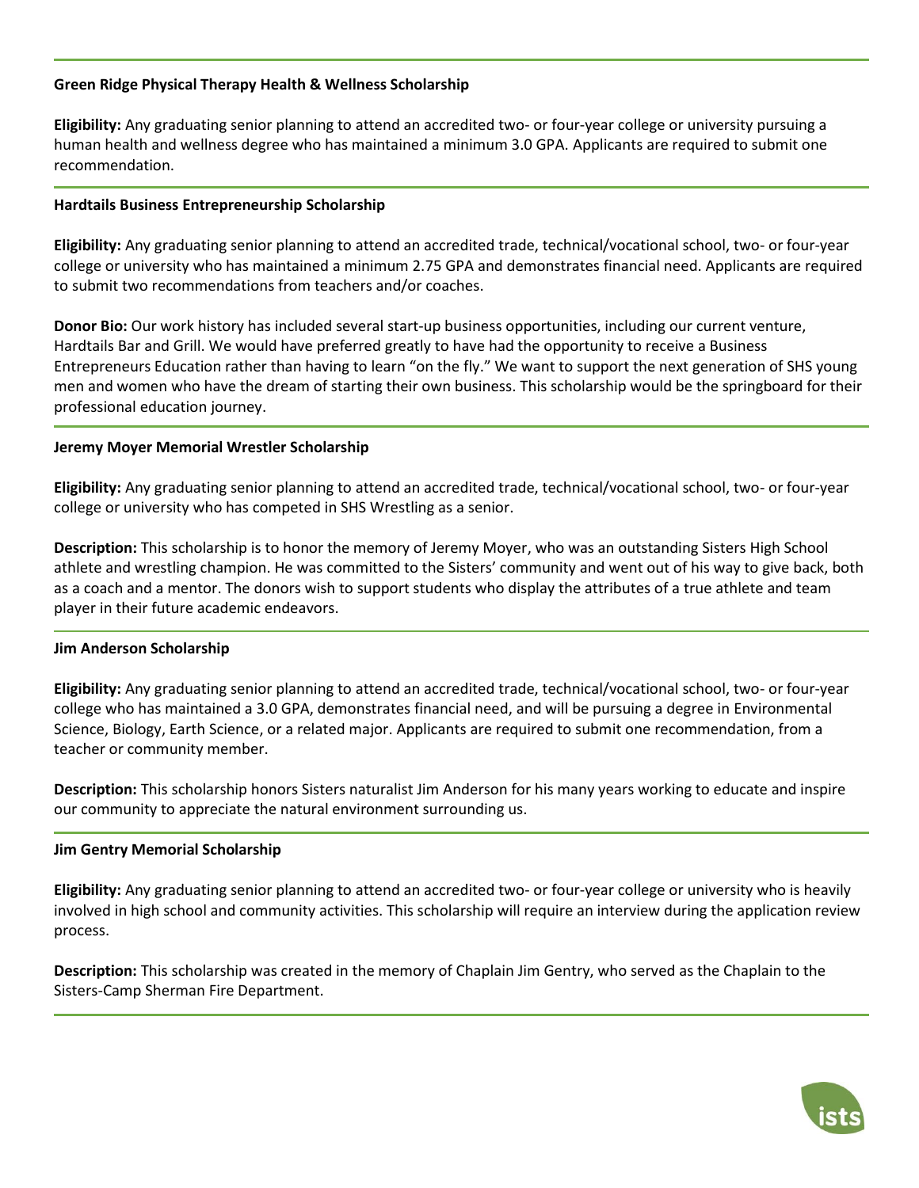**Green Ridge Physical Therapy Health & Wellness Scholarship**

**Eligibility:** Any graduating senior planning to attend an accredited two- or four-year college or university pursuing a human health and wellness degree who has maintained a minimum 3.0 GPA. Applicants are required to submit one recommendation.

---

**Hardtails Business Entrepreneurship Scholarship**

**Eligibility:** Any graduating senior planning to attend an accredited trade, technical/vocational school, two- or four-year college or university who has maintained a minimum 2.75 GPA and demonstrates financial need. Applicants are required to submit two recommendations from teachers and/or coaches.

**Donor Bio:** Our work history has included several start-up business opportunities, including our current venture, Hardtails Bar and Grill. We would have preferred greatly to have had the opportunity to receive a Business Entrepreneurs Education rather than having to learn "on the fly." We want to support the next generation of SHS young men and women who have the dream of starting their own business. This scholarship would be the springboard for their professional education journey.

---

**Jeremy Moyer Memorial Wrestler Scholarship**

**Eligibility:** Any graduating senior planning to attend an accredited trade, technical/vocational school, two- or four-year college or university who has competed in SHS Wrestling as a senior.

**Description:** This scholarship is to honor the memory of Jeremy Moyer, who was an outstanding Sisters High School athlete and wrestling champion. He was committed to the Sisters' community and went out of his way to give back, both as a coach and a mentor. The donors wish to support students who display the attributes of a true athlete and team player in their future academic endeavors.

---

**Jim Anderson Scholarship**

**Eligibility:** Any graduating senior planning to attend an accredited trade, technical/vocational school, two- or four-year college who has maintained a 3.0 GPA, demonstrates financial need, and will be pursuing a degree in Environmental Science, Biology, Earth Science, or a related major. Applicants are required to submit one recommendation, from a teacher or community member.

**Description:** This scholarship honors Sisters naturalist Jim Anderson for his many years working to educate and inspire our community to appreciate the natural environment surrounding us.

---

**Jim Gentry Memorial Scholarship**

**Eligibility:** Any graduating senior planning to attend an accredited two- or four-year college or university who is heavily involved in high school and community activities. This scholarship will require an interview during the application review process.

**Description:** This scholarship was created in the memory of Chaplain Jim Gentry, who served as the Chaplain to the Sisters-Camp Sherman Fire Department.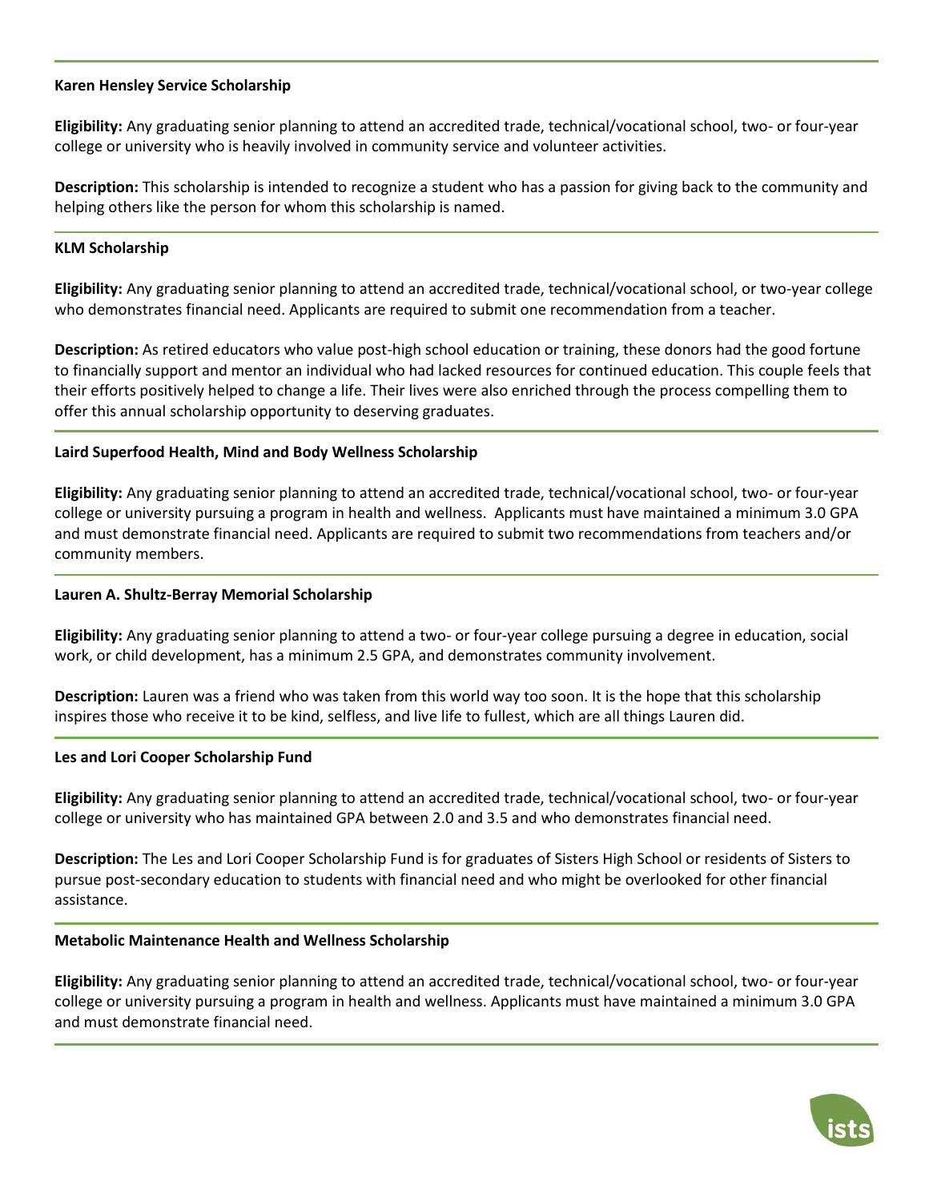### Karen Hensley Service Scholarship

**Eligibility:** Any graduating senior planning to attend an accredited trade, technical/vocational school, two- or four-year college or university who is heavily involved in community service and volunteer activities.

**Description:** This scholarship is intended to recognize a student who has a passion for giving back to the community and helping others like the person for whom this scholarship is named.

### KLM Scholarship

**Eligibility:** Any graduating senior planning to attend an accredited trade, technical/vocational school, or two-year college who demonstrates financial need. Applicants are required to submit one recommendation from a teacher.

**Description:** As retired educators who value post-high school education or training, these donors had the good fortune to financially support and mentor an individual who had lacked resources for continued education. This couple feels that their efforts positively helped to change a life. Their lives were also enriched through the process compelling them to offer this annual scholarship opportunity to deserving graduates.

### Laird Superfood Health, Mind and Body Wellness Scholarship

**Eligibility:** Any graduating senior planning to attend an accredited trade, technical/vocational school, two- or four-year college or university pursuing a program in health and wellness. Applicants must have maintained a minimum 3.0 GPA and must demonstrate financial need. Applicants are required to submit two recommendations from teachers and/or community members.

### Lauren A. Shultz-Berray Memorial Scholarship

**Eligibility:** Any graduating senior planning to attend a two- or four-year college pursuing a degree in education, social work, or child development, has a minimum 2.5 GPA, and demonstrates community involvement.

**Description:** Lauren was a friend who was taken from this world way too soon. It is the hope that this scholarship inspires those who receive it to be kind, selfless, and live life to fullest, which are all things Lauren did.

### Les and Lori Cooper Scholarship Fund

**Eligibility:** Any graduating senior planning to attend an accredited trade, technical/vocational school, two- or four-year college or university who has maintained GPA between 2.0 and 3.5 and who demonstrates financial need.

**Description:** The Les and Lori Cooper Scholarship Fund is for graduates of Sisters High School or residents of Sisters to pursue post-secondary education to students with financial need and who might be overlooked for other financial assistance.

### Metabolic Maintenance Health and Wellness Scholarship

**Eligibility:** Any graduating senior planning to attend an accredited trade, technical/vocational school, two- or four-year college or university pursuing a program in health and wellness. Applicants must have maintained a minimum 3.0 GPA and must demonstrate financial need.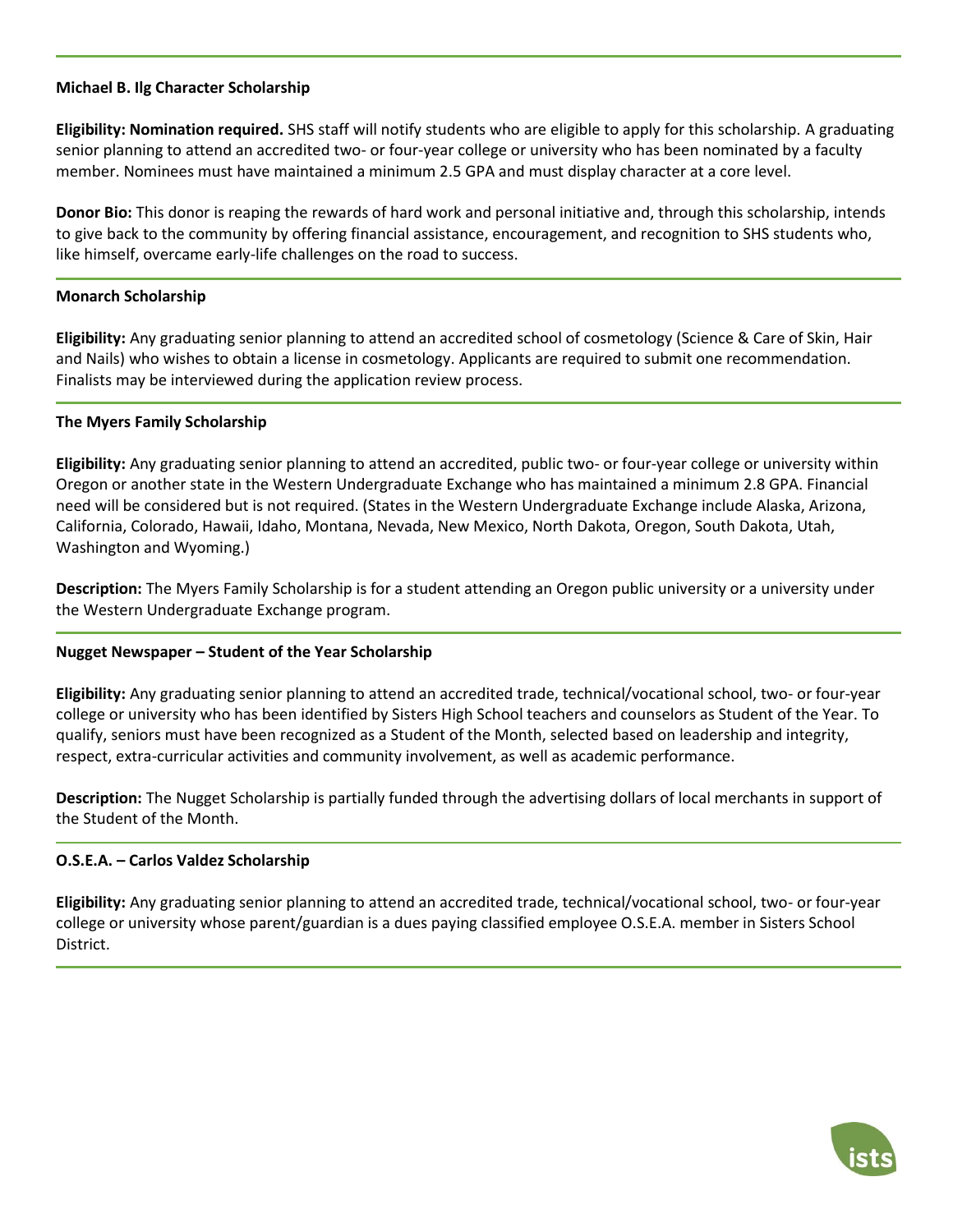### Michael B. Ilg Character Scholarship

**Eligibility: Nomination required.** SHS staff will notify students who are eligible to apply for this scholarship. A graduating senior planning to attend an accredited two- or four-year college or university who has been nominated by a faculty member. Nominees must have maintained a minimum 2.5 GPA and must display character at a core level.

**Donor Bio:** This donor is reaping the rewards of hard work and personal initiative and, through this scholarship, intends to give back to the community by offering financial assistance, encouragement, and recognition to SHS students who, like himself, overcame early-life challenges on the road to success.

### Monarch Scholarship

**Eligibility:** Any graduating senior planning to attend an accredited school of cosmetology (Science & Care of Skin, Hair and Nails) who wishes to obtain a license in cosmetology. Applicants are required to submit one recommendation. Finalists may be interviewed during the application review process.

### The Myers Family Scholarship

**Eligibility:** Any graduating senior planning to attend an accredited, public two- or four-year college or university within Oregon or another state in the Western Undergraduate Exchange who has maintained a minimum 2.8 GPA. Financial need will be considered but is not required. (States in the Western Undergraduate Exchange include Alaska, Arizona, California, Colorado, Hawaii, Idaho, Montana, Nevada, New Mexico, North Dakota, Oregon, South Dakota, Utah, Washington and Wyoming.)

**Description:** The Myers Family Scholarship is for a student attending an Oregon public university or a university under the Western Undergraduate Exchange program.

### Nugget Newspaper – Student of the Year Scholarship

**Eligibility:** Any graduating senior planning to attend an accredited trade, technical/vocational school, two- or four-year college or university who has been identified by Sisters High School teachers and counselors as Student of the Year. To qualify, seniors must have been recognized as a Student of the Month, selected based on leadership and integrity, respect, extra-curricular activities and community involvement, as well as academic performance.

**Description:** The Nugget Scholarship is partially funded through the advertising dollars of local merchants in support of the Student of the Month.

### O.S.E.A. – Carlos Valdez Scholarship

**Eligibility:** Any graduating senior planning to attend an accredited trade, technical/vocational school, two- or four-year college or university whose parent/guardian is a dues paying classified employee O.S.E.A. member in Sisters School District.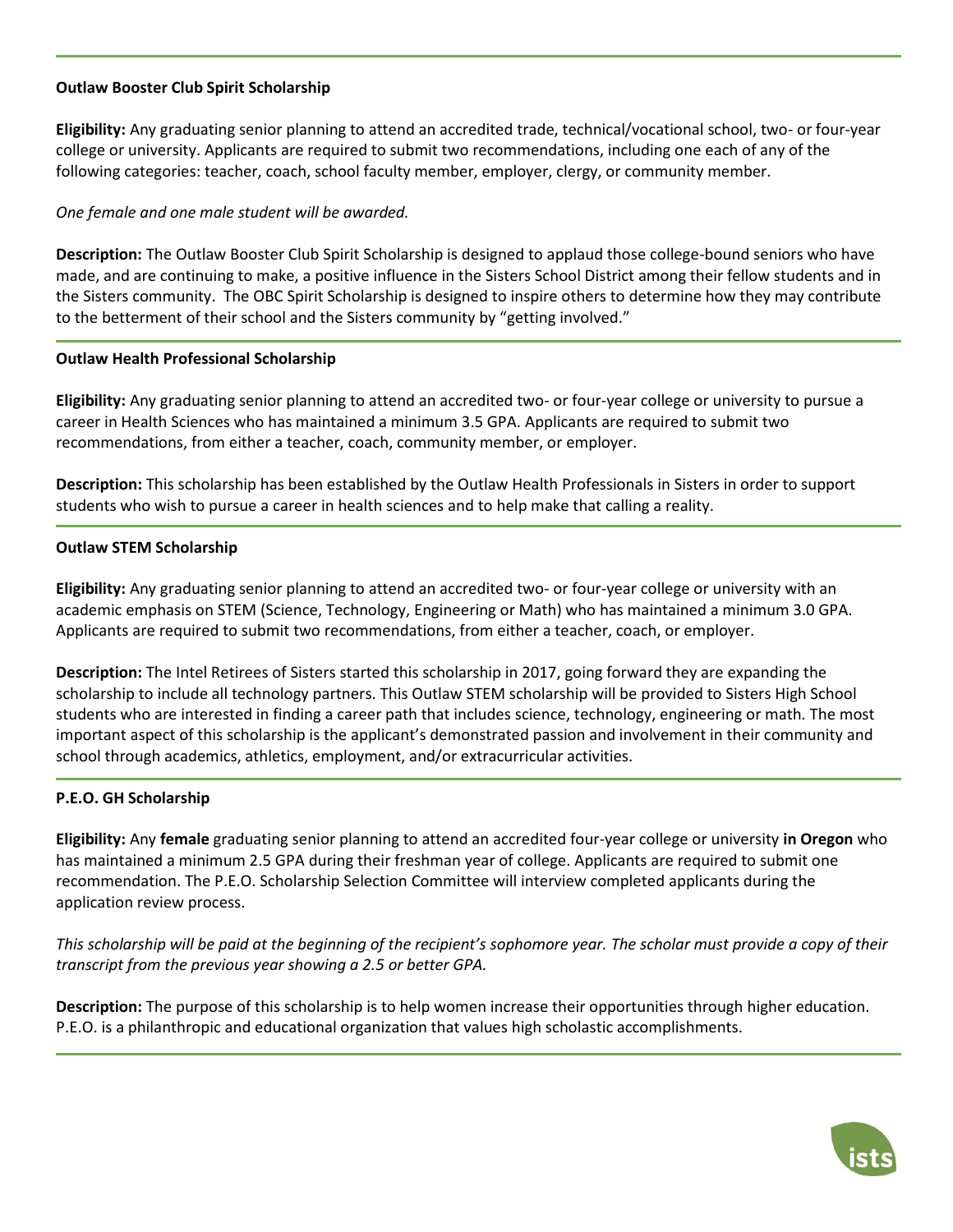### Outlaw Booster Club Spirit Scholarship

**Eligibility:** Any graduating senior planning to attend an accredited trade, technical/vocational school, two- or four-year college or university. Applicants are required to submit two recommendations, including one each of any of the following categories: teacher, coach, school faculty member, employer, clergy, or community member.

*One female and one male student will be awarded.*

**Description:** The Outlaw Booster Club Spirit Scholarship is designed to applaud those college-bound seniors who have made, and are continuing to make, a positive influence in the Sisters School District among their fellow students and in the Sisters community. The OBC Spirit Scholarship is designed to inspire others to determine how they may contribute to the betterment of their school and the Sisters community by "getting involved."

### Outlaw Health Professional Scholarship

**Eligibility:** Any graduating senior planning to attend an accredited two- or four-year college or university to pursue a career in Health Sciences who has maintained a minimum 3.5 GPA. Applicants are required to submit two recommendations, from either a teacher, coach, community member, or employer.

**Description:** This scholarship has been established by the Outlaw Health Professionals in Sisters in order to support students who wish to pursue a career in health sciences and to help make that calling a reality.

### Outlaw STEM Scholarship

**Eligibility:** Any graduating senior planning to attend an accredited two- or four-year college or university with an academic emphasis on STEM (Science, Technology, Engineering or Math) who has maintained a minimum 3.0 GPA. Applicants are required to submit two recommendations, from either a teacher, coach, or employer.

**Description:** The Intel Retirees of Sisters started this scholarship in 2017, going forward they are expanding the scholarship to include all technology partners. This Outlaw STEM scholarship will be provided to Sisters High School students who are interested in finding a career path that includes science, technology, engineering or math. The most important aspect of this scholarship is the applicant's demonstrated passion and involvement in their community and school through academics, athletics, employment, and/or extracurricular activities.

### P.E.O. GH Scholarship

**Eligibility:** Any **female** graduating senior planning to attend an accredited four-year college or university **in Oregon** who has maintained a minimum 2.5 GPA during their freshman year of college. Applicants are required to submit one recommendation. The P.E.O. Scholarship Selection Committee will interview completed applicants during the application review process.

*This scholarship will be paid at the beginning of the recipient's sophomore year. The scholar must provide a copy of their transcript from the previous year showing a 2.5 or better GPA.*

**Description:** The purpose of this scholarship is to help women increase their opportunities through higher education. P.E.O. is a philanthropic and educational organization that values high scholastic accomplishments.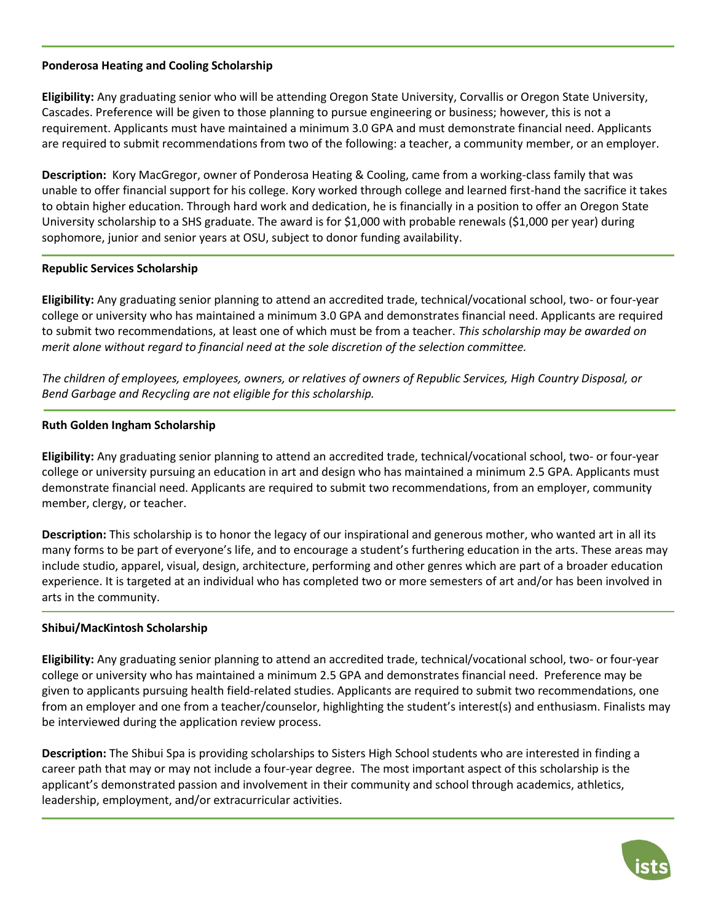**Ponderosa Heating and Cooling Scholarship**

**Eligibility:** Any graduating senior who will be attending Oregon State University, Corvallis or Oregon State University, Cascades. Preference will be given to those planning to pursue engineering or business; however, this is not a requirement. Applicants must have maintained a minimum 3.0 GPA and must demonstrate financial need. Applicants are required to submit recommendations from two of the following: a teacher, a community member, or an employer.

**Description:** Kory MacGregor, owner of Ponderosa Heating & Cooling, came from a working-class family that was unable to offer financial support for his college. Kory worked through college and learned first-hand the sacrifice it takes to obtain higher education. Through hard work and dedication, he is financially in a position to offer an Oregon State University scholarship to a SHS graduate. The award is for $1,000 with probable renewals ($1,000 per year) during sophomore, junior and senior years at OSU, subject to donor funding availability.

**Republic Services Scholarship**

**Eligibility:** Any graduating senior planning to attend an accredited trade, technical/vocational school, two- or four-year college or university who has maintained a minimum 3.0 GPA and demonstrates financial need. Applicants are required to submit two recommendations, at least one of which must be from a teacher. *This scholarship may be awarded on merit alone without regard to financial need at the sole discretion of the selection committee.*

*The children of employees, employees, owners, or relatives of owners of Republic Services, High Country Disposal, or Bend Garbage and Recycling are not eligible for this scholarship.*

**Ruth Golden Ingham Scholarship**

**Eligibility:** Any graduating senior planning to attend an accredited trade, technical/vocational school, two- or four-year college or university pursuing an education in art and design who has maintained a minimum 2.5 GPA. Applicants must demonstrate financial need. Applicants are required to submit two recommendations, from an employer, community member, clergy, or teacher.

**Description:** This scholarship is to honor the legacy of our inspirational and generous mother, who wanted art in all its many forms to be part of everyone's life, and to encourage a student's furthering education in the arts. These areas may include studio, apparel, visual, design, architecture, performing and other genres which are part of a broader education experience. It is targeted at an individual who has completed two or more semesters of art and/or has been involved in arts in the community.

**Shibui/MacKintosh Scholarship**

**Eligibility:** Any graduating senior planning to attend an accredited trade, technical/vocational school, two- or four-year college or university who has maintained a minimum 2.5 GPA and demonstrates financial need. Preference may be given to applicants pursuing health field-related studies. Applicants are required to submit two recommendations, one from an employer and one from a teacher/counselor, highlighting the student's interest(s) and enthusiasm. Finalists may be interviewed during the application review process.

**Description:** The Shibui Spa is providing scholarships to Sisters High School students who are interested in finding a career path that may or may not include a four-year degree. The most important aspect of this scholarship is the applicant's demonstrated passion and involvement in their community and school through academics, athletics, leadership, employment, and/or extracurricular activities.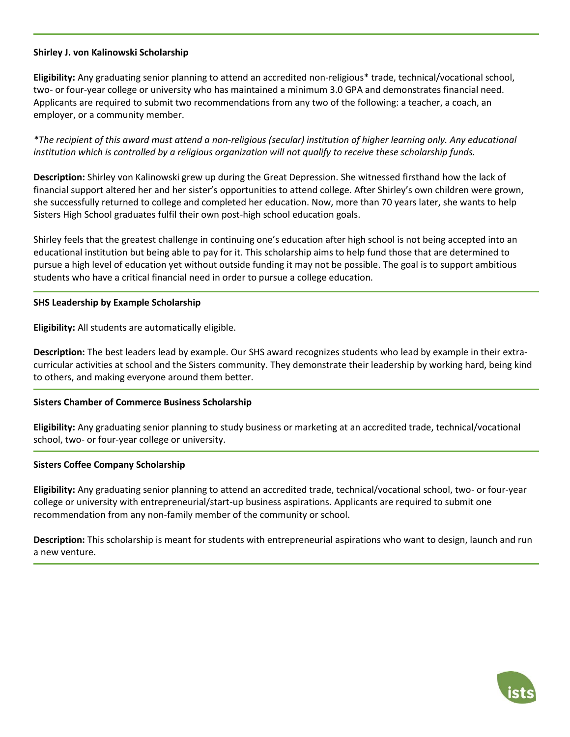**Shirley J. von Kalinowski Scholarship**

**Eligibility:** Any graduating senior planning to attend an accredited non-religious* trade, technical/vocational school, two- or four-year college or university who has maintained a minimum 3.0 GPA and demonstrates financial need. Applicants are required to submit two recommendations from any two of the following: a teacher, a coach, an employer, or a community member.

*\*The recipient of this award must attend a non-religious (secular) institution of higher learning only. Any educational institution which is controlled by a religious organization will not qualify to receive these scholarship funds.*

**Description:** Shirley von Kalinowski grew up during the Great Depression. She witnessed firsthand how the lack of financial support altered her and her sister's opportunities to attend college. After Shirley's own children were grown, she successfully returned to college and completed her education. Now, more than 70 years later, she wants to help Sisters High School graduates fulfil their own post-high school education goals.

Shirley feels that the greatest challenge in continuing one's education after high school is not being accepted into an educational institution but being able to pay for it. This scholarship aims to help fund those that are determined to pursue a high level of education yet without outside funding it may not be possible. The goal is to support ambitious students who have a critical financial need in order to pursue a college education.

---

**SHS Leadership by Example Scholarship**

**Eligibility:** All students are automatically eligible.

**Description:** The best leaders lead by example. Our SHS award recognizes students who lead by example in their extra-curricular activities at school and the Sisters community. They demonstrate their leadership by working hard, being kind to others, and making everyone around them better.

---

**Sisters Chamber of Commerce Business Scholarship**

**Eligibility:** Any graduating senior planning to study business or marketing at an accredited trade, technical/vocational school, two- or four-year college or university.

---

**Sisters Coffee Company Scholarship**

**Eligibility:** Any graduating senior planning to attend an accredited trade, technical/vocational school, two- or four-year college or university with entrepreneurial/start-up business aspirations. Applicants are required to submit one recommendation from any non-family member of the community or school.

**Description:** This scholarship is meant for students with entrepreneurial aspirations who want to design, launch and run a new venture.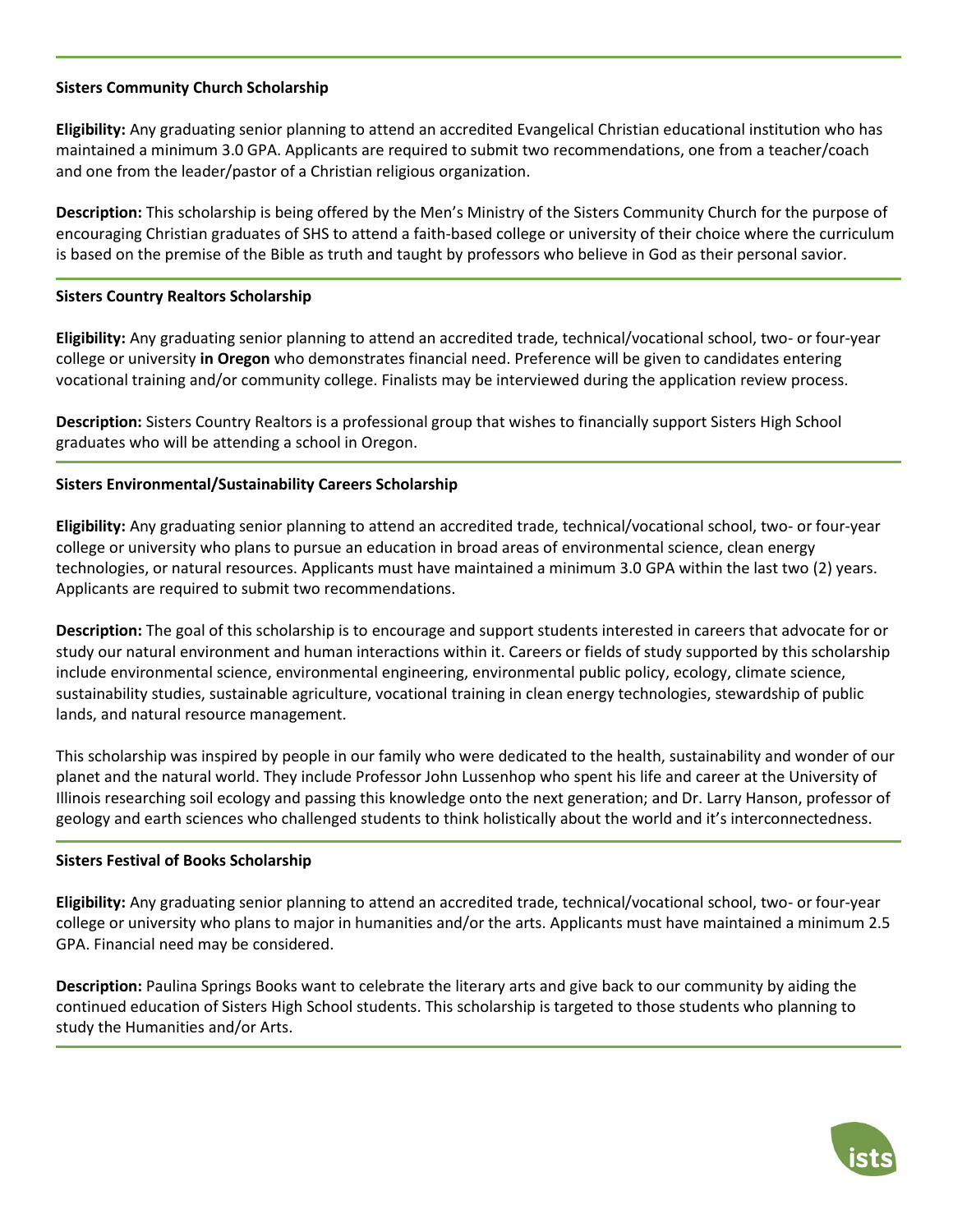**Sisters Community Church Scholarship**

**Eligibility:** Any graduating senior planning to attend an accredited Evangelical Christian educational institution who has maintained a minimum 3.0 GPA. Applicants are required to submit two recommendations, one from a teacher/coach and one from the leader/pastor of a Christian religious organization.

**Description:** This scholarship is being offered by the Men's Ministry of the Sisters Community Church for the purpose of encouraging Christian graduates of SHS to attend a faith-based college or university of their choice where the curriculum is based on the premise of the Bible as truth and taught by professors who believe in God as their personal savior.

---

**Sisters Country Realtors Scholarship**

**Eligibility:** Any graduating senior planning to attend an accredited trade, technical/vocational school, two- or four-year college or university **in Oregon** who demonstrates financial need. Preference will be given to candidates entering vocational training and/or community college. Finalists may be interviewed during the application review process.

**Description:** Sisters Country Realtors is a professional group that wishes to financially support Sisters High School graduates who will be attending a school in Oregon.

---

**Sisters Environmental/Sustainability Careers Scholarship**

**Eligibility:** Any graduating senior planning to attend an accredited trade, technical/vocational school, two- or four-year college or university who plans to pursue an education in broad areas of environmental science, clean energy technologies, or natural resources. Applicants must have maintained a minimum 3.0 GPA within the last two (2) years. Applicants are required to submit two recommendations.

**Description:** The goal of this scholarship is to encourage and support students interested in careers that advocate for or study our natural environment and human interactions within it. Careers or fields of study supported by this scholarship include environmental science, environmental engineering, environmental public policy, ecology, climate science, sustainability studies, sustainable agriculture, vocational training in clean energy technologies, stewardship of public lands, and natural resource management.

This scholarship was inspired by people in our family who were dedicated to the health, sustainability and wonder of our planet and the natural world. They include Professor John Lussenhop who spent his life and career at the University of Illinois researching soil ecology and passing this knowledge onto the next generation; and Dr. Larry Hanson, professor of geology and earth sciences who challenged students to think holistically about the world and it's interconnectedness.

---

**Sisters Festival of Books Scholarship**

**Eligibility:** Any graduating senior planning to attend an accredited trade, technical/vocational school, two- or four-year college or university who plans to major in humanities and/or the arts. Applicants must have maintained a minimum 2.5 GPA. Financial need may be considered.

**Description:** Paulina Springs Books want to celebrate the literary arts and give back to our community by aiding the continued education of Sisters High School students. This scholarship is targeted to those students who planning to study the Humanities and/or Arts.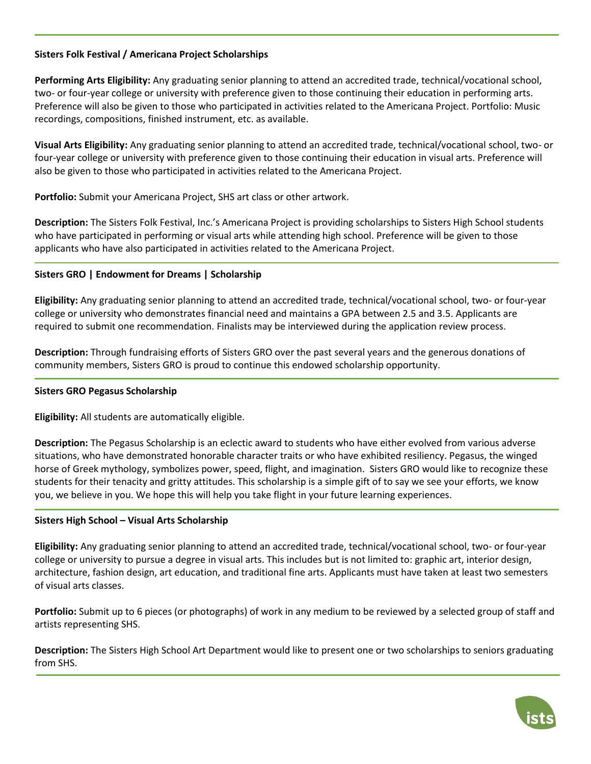**Sisters Folk Festival / Americana Project Scholarships**

**Performing Arts Eligibility:** Any graduating senior planning to attend an accredited trade, technical/vocational school, two- or four-year college or university with preference given to those continuing their education in performing arts. Preference will also be given to those who participated in activities related to the Americana Project. Portfolio: Music recordings, compositions, finished instrument, etc. as available.

**Visual Arts Eligibility:** Any graduating senior planning to attend an accredited trade, technical/vocational school, two- or four-year college or university with preference given to those continuing their education in visual arts. Preference will also be given to those who participated in activities related to the Americana Project.

**Portfolio:** Submit your Americana Project, SHS art class or other artwork.

**Description:** The Sisters Folk Festival, Inc.'s Americana Project is providing scholarships to Sisters High School students who have participated in performing or visual arts while attending high school. Preference will be given to those applicants who have also participated in activities related to the Americana Project.

---

**Sisters GRO | Endowment for Dreams | Scholarship**

**Eligibility:** Any graduating senior planning to attend an accredited trade, technical/vocational school, two- or four-year college or university who demonstrates financial need and maintains a GPA between 2.5 and 3.5. Applicants are required to submit one recommendation. Finalists may be interviewed during the application review process.

**Description:** Through fundraising efforts of Sisters GRO over the past several years and the generous donations of community members, Sisters GRO is proud to continue this endowed scholarship opportunity.

---

**Sisters GRO Pegasus Scholarship**

**Eligibility:** All students are automatically eligible.

**Description:** The Pegasus Scholarship is an eclectic award to students who have either evolved from various adverse situations, who have demonstrated honorable character traits or who have exhibited resiliency. Pegasus, the winged horse of Greek mythology, symbolizes power, speed, flight, and imagination. Sisters GRO would like to recognize these students for their tenacity and gritty attitudes. This scholarship is a simple gift of to say we see your efforts, we know you, we believe in you. We hope this will help you take flight in your future learning experiences.

---

**Sisters High School – Visual Arts Scholarship**

**Eligibility:** Any graduating senior planning to attend an accredited trade, technical/vocational school, two- or four-year college or university to pursue a degree in visual arts. This includes but is not limited to: graphic art, interior design, architecture, fashion design, art education, and traditional fine arts. Applicants must have taken at least two semesters of visual arts classes.

**Portfolio:** Submit up to 6 pieces (or photographs) of work in any medium to be reviewed by a selected group of staff and artists representing SHS.

**Description:** The Sisters High School Art Department would like to present one or two scholarships to seniors graduating from SHS.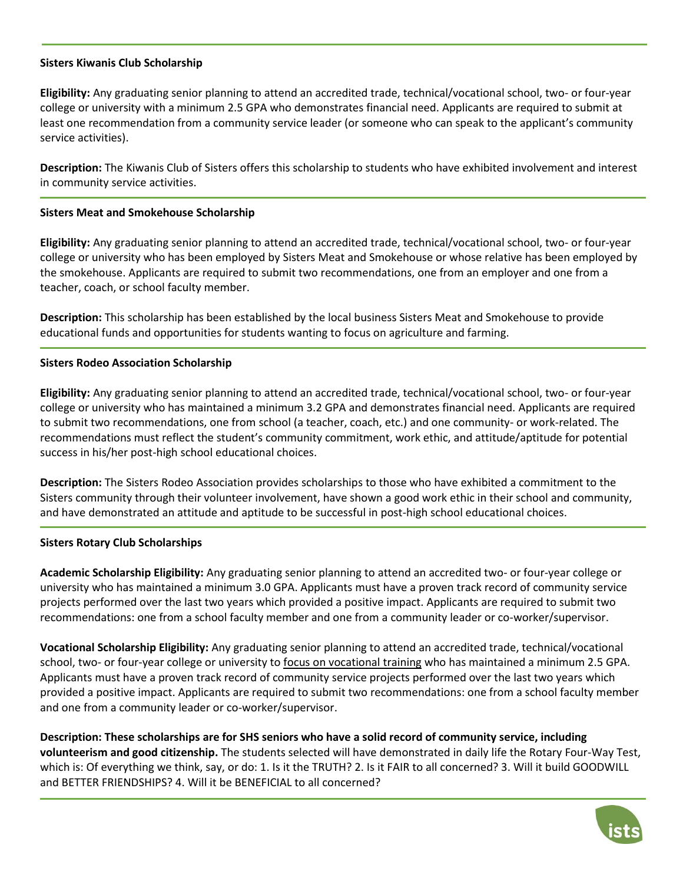### Sisters Kiwanis Club Scholarship

**Eligibility:** Any graduating senior planning to attend an accredited trade, technical/vocational school, two- or four-year college or university with a minimum 2.5 GPA who demonstrates financial need. Applicants are required to submit at least one recommendation from a community service leader (or someone who can speak to the applicant's community service activities).

**Description:** The Kiwanis Club of Sisters offers this scholarship to students who have exhibited involvement and interest in community service activities.

### Sisters Meat and Smokehouse Scholarship

**Eligibility:** Any graduating senior planning to attend an accredited trade, technical/vocational school, two- or four-year college or university who has been employed by Sisters Meat and Smokehouse or whose relative has been employed by the smokehouse. Applicants are required to submit two recommendations, one from an employer and one from a teacher, coach, or school faculty member.

**Description:** This scholarship has been established by the local business Sisters Meat and Smokehouse to provide educational funds and opportunities for students wanting to focus on agriculture and farming.

### Sisters Rodeo Association Scholarship

**Eligibility:** Any graduating senior planning to attend an accredited trade, technical/vocational school, two- or four-year college or university who has maintained a minimum 3.2 GPA and demonstrates financial need. Applicants are required to submit two recommendations, one from school (a teacher, coach, etc.) and one community- or work-related. The recommendations must reflect the student's community commitment, work ethic, and attitude/aptitude for potential success in his/her post-high school educational choices.

**Description:** The Sisters Rodeo Association provides scholarships to those who have exhibited a commitment to the Sisters community through their volunteer involvement, have shown a good work ethic in their school and community, and have demonstrated an attitude and aptitude to be successful in post-high school educational choices.

### Sisters Rotary Club Scholarships

**Academic Scholarship Eligibility:** Any graduating senior planning to attend an accredited two- or four-year college or university who has maintained a minimum 3.0 GPA. Applicants must have a proven track record of community service projects performed over the last two years which provided a positive impact. Applicants are required to submit two recommendations: one from a school faculty member and one from a community leader or co-worker/supervisor.

**Vocational Scholarship Eligibility:** Any graduating senior planning to attend an accredited trade, technical/vocational school, two- or four-year college or university to <u>focus on vocational training</u> who has maintained a minimum 2.5 GPA. Applicants must have a proven track record of community service projects performed over the last two years which provided a positive impact. Applicants are required to submit two recommendations: one from a school faculty member and one from a community leader or co-worker/supervisor.

**Description: These scholarships are for SHS seniors who have a solid record of community service, including volunteerism and good citizenship.** The students selected will have demonstrated in daily life the Rotary Four-Way Test, which is: Of everything we think, say, or do: 1. Is it the TRUTH? 2. Is it FAIR to all concerned? 3. Will it build GOODWILL and BETTER FRIENDSHIPS? 4. Will it be BENEFICIAL to all concerned?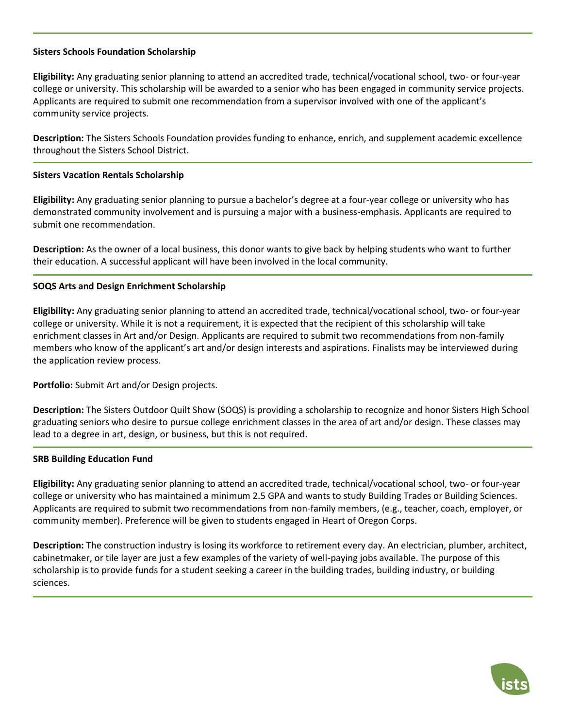**Sisters Schools Foundation Scholarship**

**Eligibility:** Any graduating senior planning to attend an accredited trade, technical/vocational school, two- or four-year college or university. This scholarship will be awarded to a senior who has been engaged in community service projects. Applicants are required to submit one recommendation from a supervisor involved with one of the applicant's community service projects.

**Description:** The Sisters Schools Foundation provides funding to enhance, enrich, and supplement academic excellence throughout the Sisters School District.

---

**Sisters Vacation Rentals Scholarship**

**Eligibility:** Any graduating senior planning to pursue a bachelor's degree at a four-year college or university who has demonstrated community involvement and is pursuing a major with a business-emphasis. Applicants are required to submit one recommendation.

**Description:** As the owner of a local business, this donor wants to give back by helping students who want to further their education. A successful applicant will have been involved in the local community.

---

**SOQS Arts and Design Enrichment Scholarship**

**Eligibility:** Any graduating senior planning to attend an accredited trade, technical/vocational school, two- or four-year college or university. While it is not a requirement, it is expected that the recipient of this scholarship will take enrichment classes in Art and/or Design. Applicants are required to submit two recommendations from non-family members who know of the applicant's art and/or design interests and aspirations. Finalists may be interviewed during the application review process.

**Portfolio:** Submit Art and/or Design projects.

**Description:** The Sisters Outdoor Quilt Show (SOQS) is providing a scholarship to recognize and honor Sisters High School graduating seniors who desire to pursue college enrichment classes in the area of art and/or design. These classes may lead to a degree in art, design, or business, but this is not required.

---

**SRB Building Education Fund**

**Eligibility:** Any graduating senior planning to attend an accredited trade, technical/vocational school, two- or four-year college or university who has maintained a minimum 2.5 GPA and wants to study Building Trades or Building Sciences. Applicants are required to submit two recommendations from non-family members, (e.g., teacher, coach, employer, or community member). Preference will be given to students engaged in Heart of Oregon Corps.

**Description:** The construction industry is losing its workforce to retirement every day. An electrician, plumber, architect, cabinetmaker, or tile layer are just a few examples of the variety of well-paying jobs available. The purpose of this scholarship is to provide funds for a student seeking a career in the building trades, building industry, or building sciences.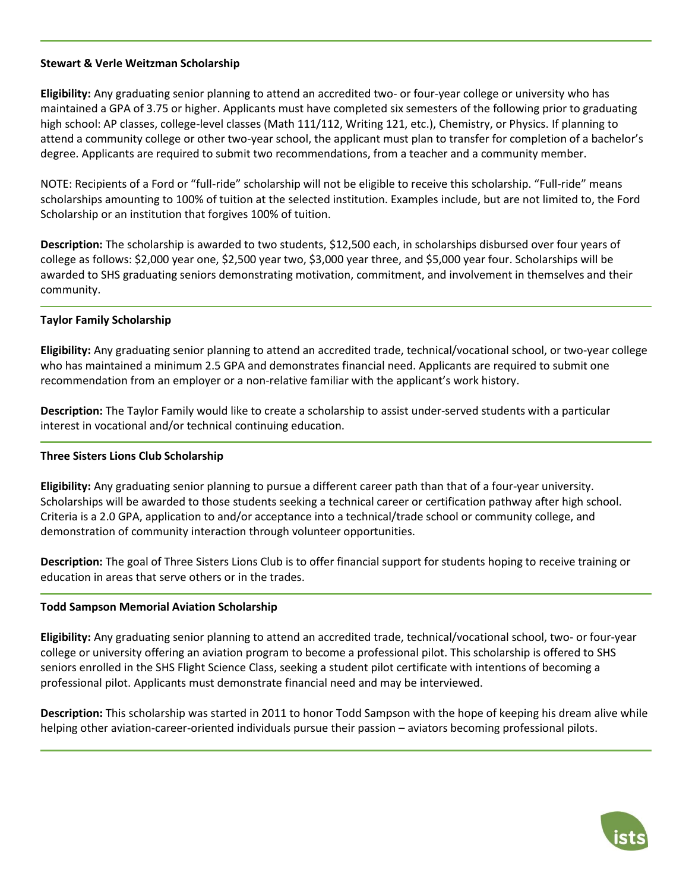**Stewart & Verle Weitzman Scholarship**

**Eligibility:** Any graduating senior planning to attend an accredited two- or four-year college or university who has maintained a GPA of 3.75 or higher. Applicants must have completed six semesters of the following prior to graduating high school: AP classes, college-level classes (Math 111/112, Writing 121, etc.), Chemistry, or Physics. If planning to attend a community college or other two-year school, the applicant must plan to transfer for completion of a bachelor's degree. Applicants are required to submit two recommendations, from a teacher and a community member.

NOTE: Recipients of a Ford or "full-ride" scholarship will not be eligible to receive this scholarship. "Full-ride" means scholarships amounting to 100% of tuition at the selected institution. Examples include, but are not limited to, the Ford Scholarship or an institution that forgives 100% of tuition.

**Description:** The scholarship is awarded to two students, $12,500 each, in scholarships disbursed over four years of college as follows: $2,000 year one, $2,500 year two, $3,000 year three, and $5,000 year four. Scholarships will be awarded to SHS graduating seniors demonstrating motivation, commitment, and involvement in themselves and their community.

---

**Taylor Family Scholarship**

**Eligibility:** Any graduating senior planning to attend an accredited trade, technical/vocational school, or two-year college who has maintained a minimum 2.5 GPA and demonstrates financial need. Applicants are required to submit one recommendation from an employer or a non-relative familiar with the applicant's work history.

**Description:** The Taylor Family would like to create a scholarship to assist under-served students with a particular interest in vocational and/or technical continuing education.

---

**Three Sisters Lions Club Scholarship**

**Eligibility:** Any graduating senior planning to pursue a different career path than that of a four-year university. Scholarships will be awarded to those students seeking a technical career or certification pathway after high school. Criteria is a 2.0 GPA, application to and/or acceptance into a technical/trade school or community college, and demonstration of community interaction through volunteer opportunities.

**Description:** The goal of Three Sisters Lions Club is to offer financial support for students hoping to receive training or education in areas that serve others or in the trades.

---

**Todd Sampson Memorial Aviation Scholarship**

**Eligibility:** Any graduating senior planning to attend an accredited trade, technical/vocational school, two- or four-year college or university offering an aviation program to become a professional pilot. This scholarship is offered to SHS seniors enrolled in the SHS Flight Science Class, seeking a student pilot certificate with intentions of becoming a professional pilot. Applicants must demonstrate financial need and may be interviewed.

**Description:** This scholarship was started in 2011 to honor Todd Sampson with the hope of keeping his dream alive while helping other aviation-career-oriented individuals pursue their passion – aviators becoming professional pilots.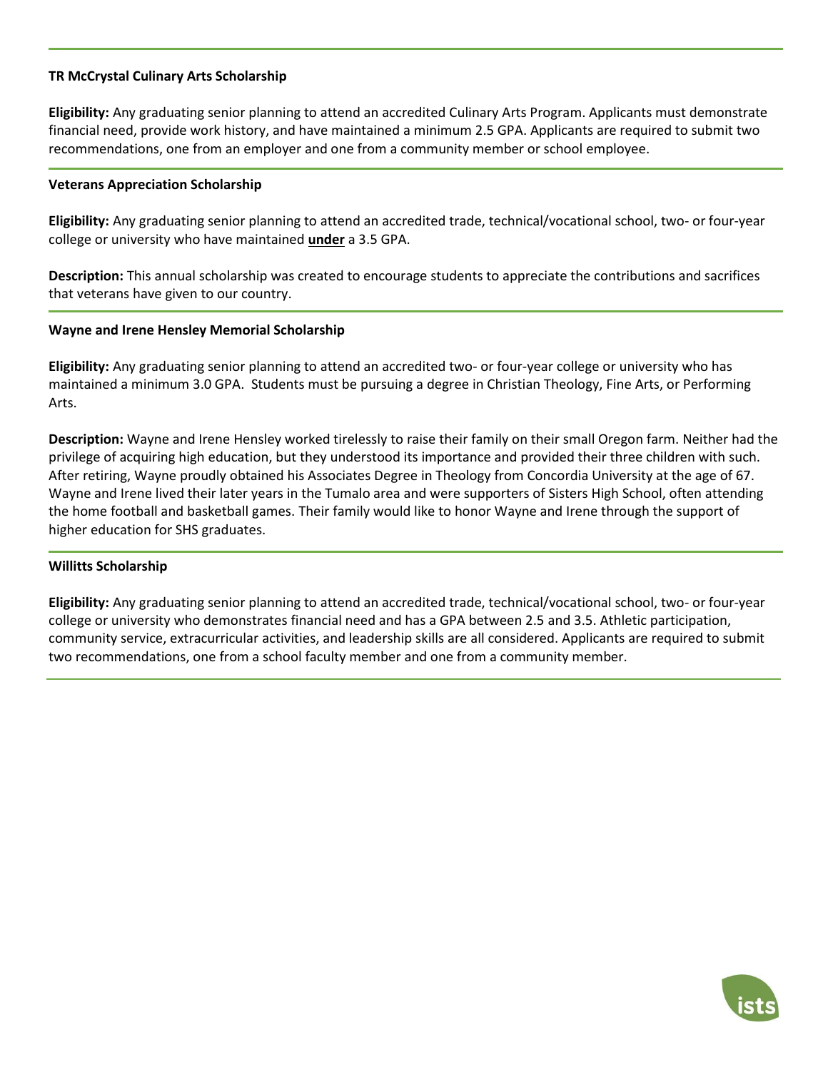**TR McCrystal Culinary Arts Scholarship**

**Eligibility:** Any graduating senior planning to attend an accredited Culinary Arts Program. Applicants must demonstrate financial need, provide work history, and have maintained a minimum 2.5 GPA. Applicants are required to submit two recommendations, one from an employer and one from a community member or school employee.

---

**Veterans Appreciation Scholarship**

**Eligibility:** Any graduating senior planning to attend an accredited trade, technical/vocational school, two- or four-year college or university who have maintained **under** a 3.5 GPA.

**Description:** This annual scholarship was created to encourage students to appreciate the contributions and sacrifices that veterans have given to our country.

---

**Wayne and Irene Hensley Memorial Scholarship**

**Eligibility:** Any graduating senior planning to attend an accredited two- or four-year college or university who has maintained a minimum 3.0 GPA. Students must be pursuing a degree in Christian Theology, Fine Arts, or Performing Arts.

**Description:** Wayne and Irene Hensley worked tirelessly to raise their family on their small Oregon farm. Neither had the privilege of acquiring high education, but they understood its importance and provided their three children with such. After retiring, Wayne proudly obtained his Associates Degree in Theology from Concordia University at the age of 67. Wayne and Irene lived their later years in the Tumalo area and were supporters of Sisters High School, often attending the home football and basketball games. Their family would like to honor Wayne and Irene through the support of higher education for SHS graduates.

---

**Willitts Scholarship**

**Eligibility:** Any graduating senior planning to attend an accredited trade, technical/vocational school, two- or four-year college or university who demonstrates financial need and has a GPA between 2.5 and 3.5. Athletic participation, community service, extracurricular activities, and leadership skills are all considered. Applicants are required to submit two recommendations, one from a school faculty member and one from a community member.